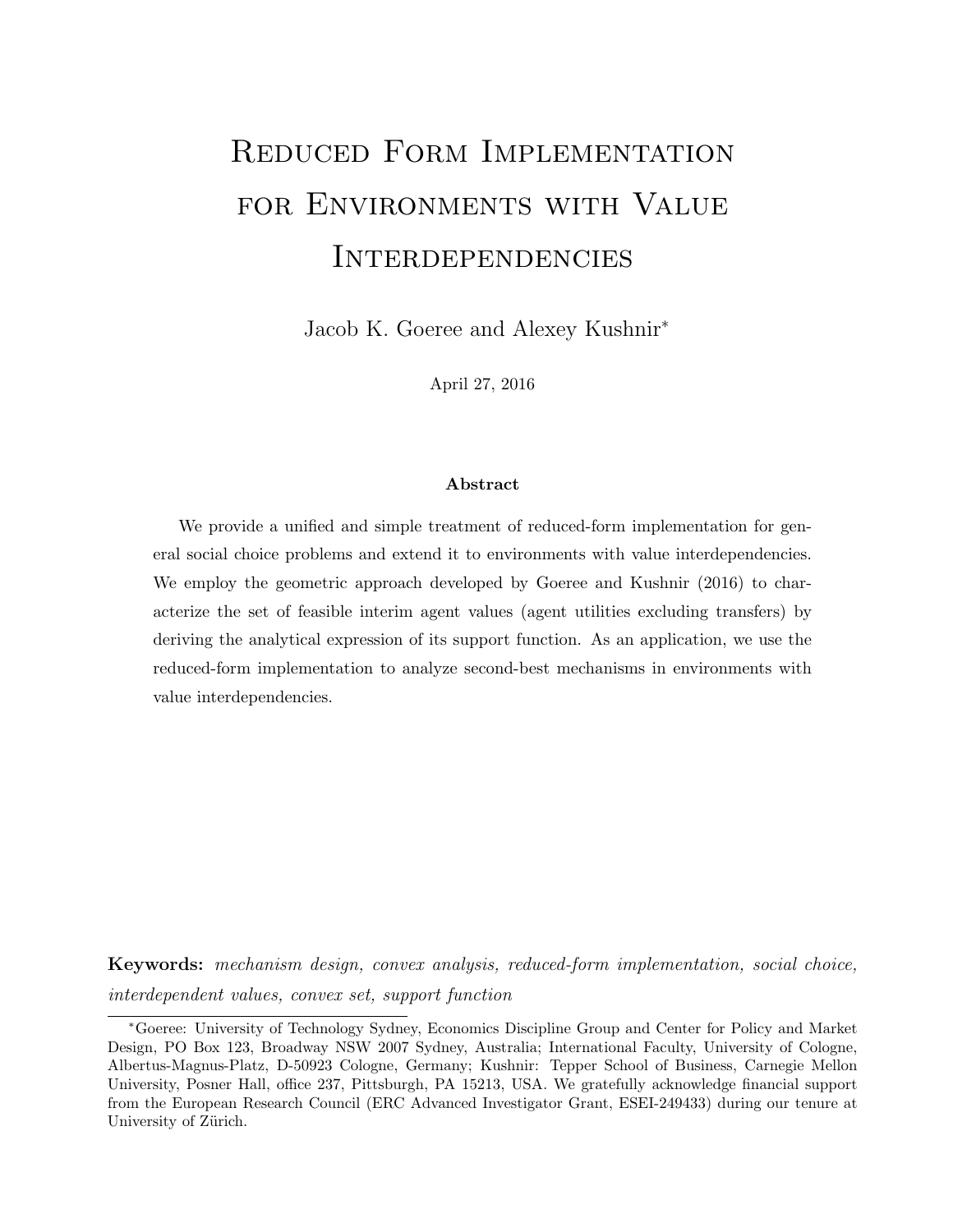# Reduced Form Implementation for Environments with Value Interdependencies

Jacob K. Goeree and Alexey Kushnir[*]

April 27, 2016

### Abstract

We provide a unified and simple treatment of reduced-form implementation for general social choice problems and extend it to environments with value interdependencies. We employ the geometric approach developed by Goeree and Kushnir (2016) to characterize the set of feasible interim agent values (agent utilities excluding transfers) by deriving the analytical expression of its support function. As an application, we use the reduced-form implementation to analyze second-best mechanisms in environments with value interdependencies.

**Keywords:** *mechanism design, convex analysis, reduced-form implementation, social choice, interdependent values, convex set, support function*

---

[*]Goeree: University of Technology Sydney, Economics Discipline Group and Center for Policy and Market Design, PO Box 123, Broadway NSW 2007 Sydney, Australia; International Faculty, University of Cologne, Albertus-Magnus-Platz, D-50923 Cologne, Germany; Kushnir: Tepper School of Business, Carnegie Mellon University, Posner Hall, office 237, Pittsburgh, PA 15213, USA. We gratefully acknowledge financial support from the European Research Council (ERC Advanced Investigator Grant, ESEI-249433) during our tenure at University of Zürich.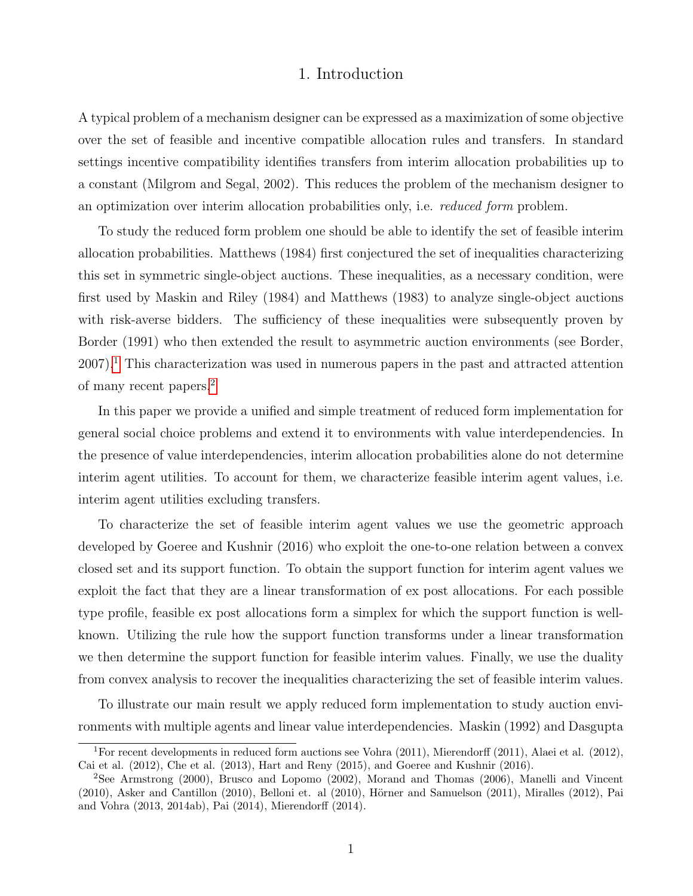# 1. Introduction

A typical problem of a mechanism designer can be expressed as a maximization of some objective over the set of feasible and incentive compatible allocation rules and transfers. In standard settings incentive compatibility identifies transfers from interim allocation probabilities up to a constant (Milgrom and Segal, 2002). This reduces the problem of the mechanism designer to an optimization over interim allocation probabilities only, i.e. *reduced form* problem.

To study the reduced form problem one should be able to identify the set of feasible interim allocation probabilities. Matthews (1984) first conjectured the set of inequalities characterizing this set in symmetric single-object auctions. These inequalities, as a necessary condition, were first used by Maskin and Riley (1984) and Matthews (1983) to analyze single-object auctions with risk-averse bidders. The sufficiency of these inequalities were subsequently proven by Border (1991) who then extended the result to asymmetric auction environments (see Border, 2007).[1] This characterization was used in numerous papers in the past and attracted attention of many recent papers.[2]

In this paper we provide a unified and simple treatment of reduced form implementation for general social choice problems and extend it to environments with value interdependencies. In the presence of value interdependencies, interim allocation probabilities alone do not determine interim agent utilities. To account for them, we characterize feasible interim agent values, i.e. interim agent utilities excluding transfers.

To characterize the set of feasible interim agent values we use the geometric approach developed by Goeree and Kushnir (2016) who exploit the one-to-one relation between a convex closed set and its support function. To obtain the support function for interim agent values we exploit the fact that they are a linear transformation of ex post allocations. For each possible type profile, feasible ex post allocations form a simplex for which the support function is well-known. Utilizing the rule how the support function transforms under a linear transformation we then determine the support function for feasible interim values. Finally, we use the duality from convex analysis to recover the inequalities characterizing the set of feasible interim values.

To illustrate our main result we apply reduced form implementation to study auction environments with multiple agents and linear value interdependencies. Maskin (1992) and Dasgupta

[1] For recent developments in reduced form auctions see Vohra (2011), Mierendorff (2011), Alaei et al. (2012), Cai et al. (2012), Che et al. (2013), Hart and Reny (2015), and Goeree and Kushnir (2016).

[2] See Armstrong (2000), Brusco and Lopomo (2002), Morand and Thomas (2006), Manelli and Vincent (2010), Asker and Cantillon (2010), Belloni et. al (2010), Hörner and Samuelson (2011), Miralles (2012), Pai and Vohra (2013, 2014ab), Pai (2014), Mierendorff (2014).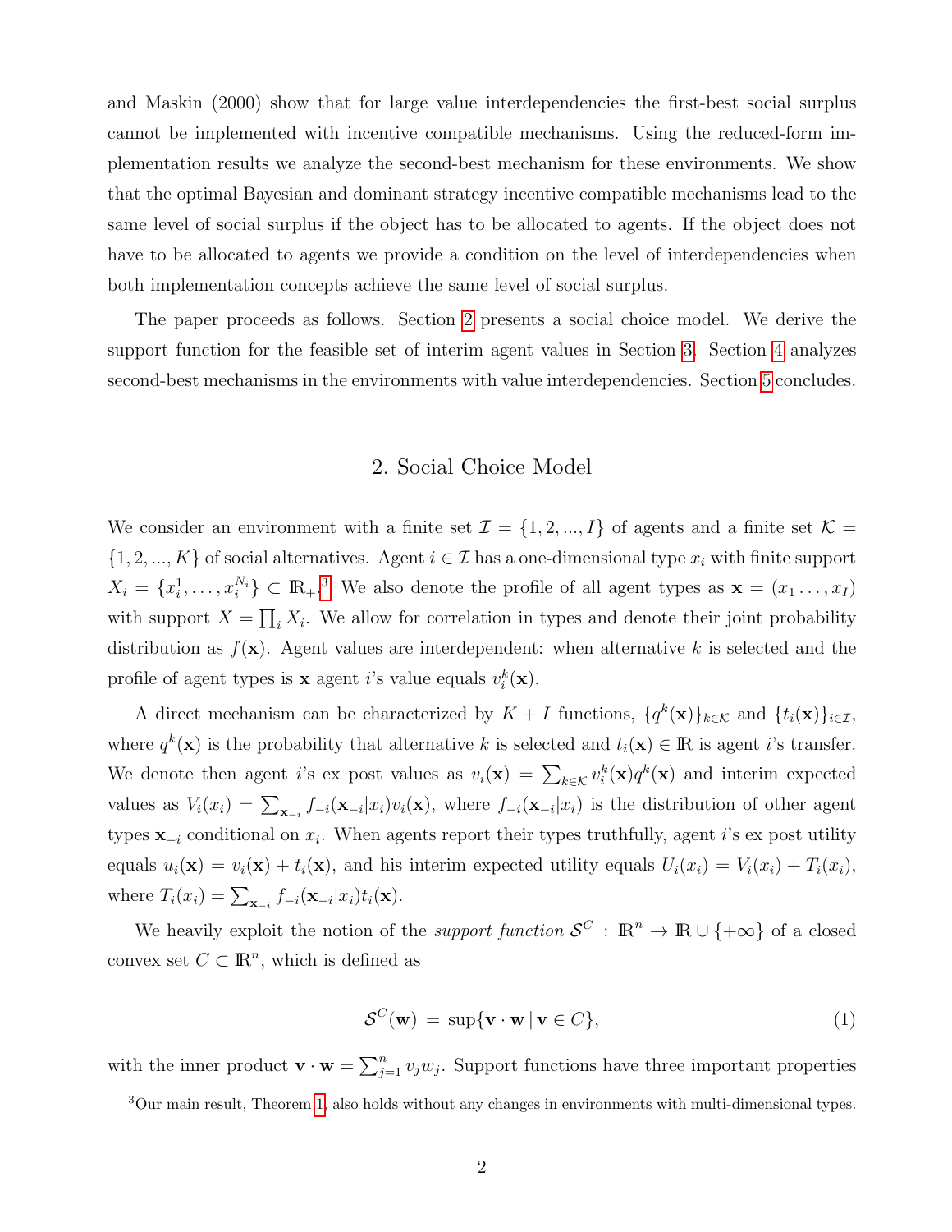and Maskin (2000) show that for large value interdependencies the first-best social surplus cannot be implemented with incentive compatible mechanisms. Using the reduced-form implementation results we analyze the second-best mechanism for these environments. We show that the optimal Bayesian and dominant strategy incentive compatible mechanisms lead to the same level of social surplus if the object has to be allocated to agents. If the object does not have to be allocated to agents we provide a condition on the level of interdependencies when both implementation concepts achieve the same level of social surplus.

The paper proceeds as follows. Section 2 presents a social choice model. We derive the support function for the feasible set of interim agent values in Section 3. Section 4 analyzes second-best mechanisms in the environments with value interdependencies. Section 5 concludes.

## 2. Social Choice Model

We consider an environment with a finite set $\mathcal{I} = \{1, 2, ..., I\}$ of agents and a finite set $\mathcal{K} = \{1, 2, ..., K\}$ of social alternatives. Agent $i \in \mathcal{I}$ has a one-dimensional type $x_i$ with finite support $X_i = \{x_i^1, \dots, x_i^{N_i}\} \subset \mathbb{R}_+$.[3] We also denote the profile of all agent types as $\mathbf{x} = (x_1 \dots, x_I)$ with support $X = \prod_i X_i$. We allow for correlation in types and denote their joint probability distribution as $f(\mathbf{x})$. Agent values are interdependent: when alternative $k$ is selected and the profile of agent types is $\mathbf{x}$ agent $i$'s value equals $v_i^k(\mathbf{x})$.

A direct mechanism can be characterized by $K + I$ functions, $\{q^k(\mathbf{x})\}_{k\in\mathcal{K}}$ and $\{t_i(\mathbf{x})\}_{i\in\mathcal{I}}$, where $q^k(\mathbf{x})$ is the probability that alternative $k$ is selected and $t_i(\mathbf{x}) \in \mathbb{R}$ is agent $i$'s transfer. We denote then agent $i$'s ex post values as $v_i(\mathbf{x}) = \sum_{k\in\mathcal{K}} v_i^k(\mathbf{x})q^k(\mathbf{x})$ and interim expected values as $V_i(x_i) = \sum_{\mathbf{x}_{-i}} f_{-i}(\mathbf{x}_{-i}|x_i)v_i(\mathbf{x})$, where $f_{-i}(\mathbf{x}_{-i}|x_i)$ is the distribution of other agent types $\mathbf{x}_{-i}$ conditional on $x_i$. When agents report their types truthfully, agent $i$'s ex post utility equals $u_i(\mathbf{x}) = v_i(\mathbf{x}) + t_i(\mathbf{x})$, and his interim expected utility equals $U_i(x_i) = V_i(x_i) + T_i(x_i)$, where $T_i(x_i) = \sum_{\mathbf{x}_{-i}} f_{-i}(\mathbf{x}_{-i}|x_i)t_i(\mathbf{x})$.

We heavily exploit the notion of the *support function* $\mathcal{S}^C : \mathbb{R}^n \to \mathbb{R} \cup \{+\infty\}$ of a closed convex set $C \subset \mathbb{R}^n$, which is defined as

$$\mathcal{S}^C(\mathbf{w}) = \sup\{\mathbf{v} \cdot \mathbf{w} \,|\, \mathbf{v} \in C\}, \tag{1}$$

with the inner product $\mathbf{v} \cdot \mathbf{w} = \sum_{j=1}^n v_j w_j$. Support functions have three important properties

[3] Our main result, Theorem 1, also holds without any changes in environments with multi-dimensional types.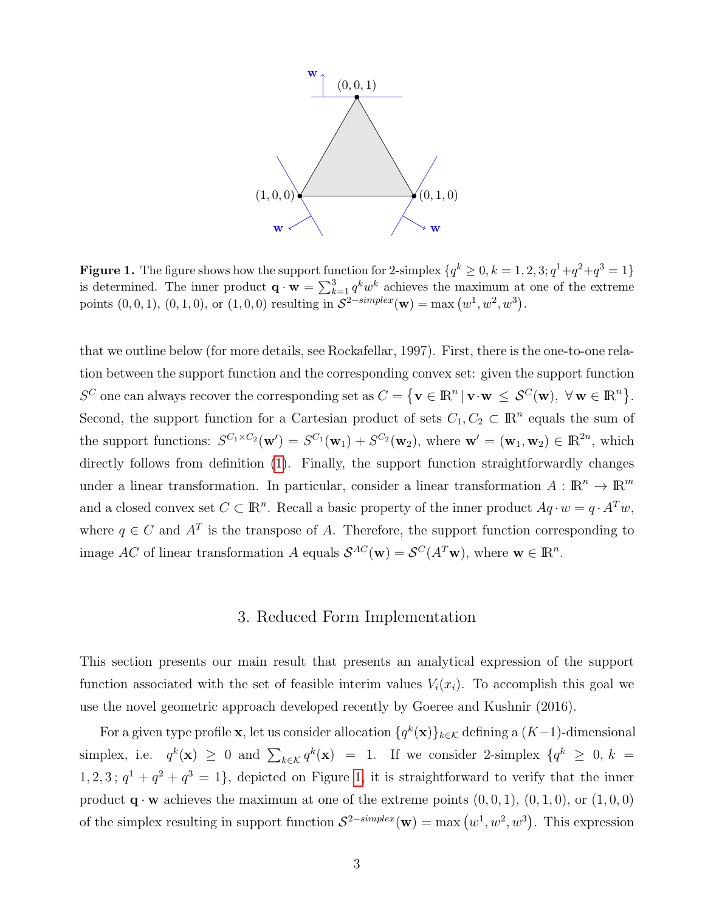**Figure 1.** The figure shows how the support function for 2-simplex $\{q^k \geq 0, k = 1, 2, 3; q^1+q^2+q^3 = 1\}$ is determined. The inner product $\mathbf{q} \cdot \mathbf{w} = \sum_{k=1}^{3} q^k w^k$ achieves the maximum at one of the extreme points $(0, 0, 1)$, $(0, 1, 0)$, or $(1, 0, 0)$ resulting in $\mathcal{S}^{2-simplex}(\mathbf{w}) = \max\left(w^1, w^2, w^3\right)$.

that we outline below (for more details, see Rockafellar, 1997). First, there is the one-to-one relation between the support function and the corresponding convex set: given the support function $S^C$ one can always recover the corresponding set as $C = \left\{\mathbf{v} \in \mathbb{R}^n \,|\, \mathbf{v}\cdot\mathbf{w} \,\leq\, \mathcal{S}^C(\mathbf{w}),\ \forall\, \mathbf{w} \in \mathbb{R}^n\right\}$. Second, the support function for a Cartesian product of sets $C_1, C_2 \subset \mathbb{R}^n$ equals the sum of the support functions: $S^{C_1 \times C_2}(\mathbf{w}') = S^{C_1}(\mathbf{w}_1) + S^{C_2}(\mathbf{w}_2)$, where $\mathbf{w}' = (\mathbf{w}_1, \mathbf{w}_2) \in \mathbb{R}^{2n}$, which directly follows from definition (1). Finally, the support function straightforwardly changes under a linear transformation. In particular, consider a linear transformation $A : \mathbb{R}^n \to \mathbb{R}^m$ and a closed convex set $C \subset \mathbb{R}^n$. Recall a basic property of the inner product $Aq \cdot w = q \cdot A^T w$, where $q \in C$ and $A^T$ is the transpose of $A$. Therefore, the support function corresponding to image $AC$ of linear transformation $A$ equals $\mathcal{S}^{AC}(\mathbf{w}) = \mathcal{S}^C(A^T\mathbf{w})$, where $\mathbf{w} \in \mathbb{R}^n$.

## 3. Reduced Form Implementation

This section presents our main result that presents an analytical expression of the support function associated with the set of feasible interim values $V_i(x_i)$. To accomplish this goal we use the novel geometric approach developed recently by Goeree and Kushnir (2016).

For a given type profile $\mathbf{x}$, let us consider allocation $\{q^k(\mathbf{x})\}_{k\in\mathcal{K}}$ defining a $(K-1)$-dimensional simplex, i.e. $q^k(\mathbf{x}) \geq 0$ and $\sum_{k\in\mathcal{K}} q^k(\mathbf{x}) = 1$. If we consider 2-simplex $\{q^k \geq 0,\ k = 1, 2, 3\,;\ q^1 + q^2 + q^3 = 1\}$, depicted on Figure 1, it is straightforward to verify that the inner product $\mathbf{q} \cdot \mathbf{w}$ achieves the maximum at one of the extreme points $(0, 0, 1)$, $(0, 1, 0)$, or $(1, 0, 0)$ of the simplex resulting in support function $\mathcal{S}^{2-simplex}(\mathbf{w}) = \max\left(w^1, w^2, w^3\right)$. This expression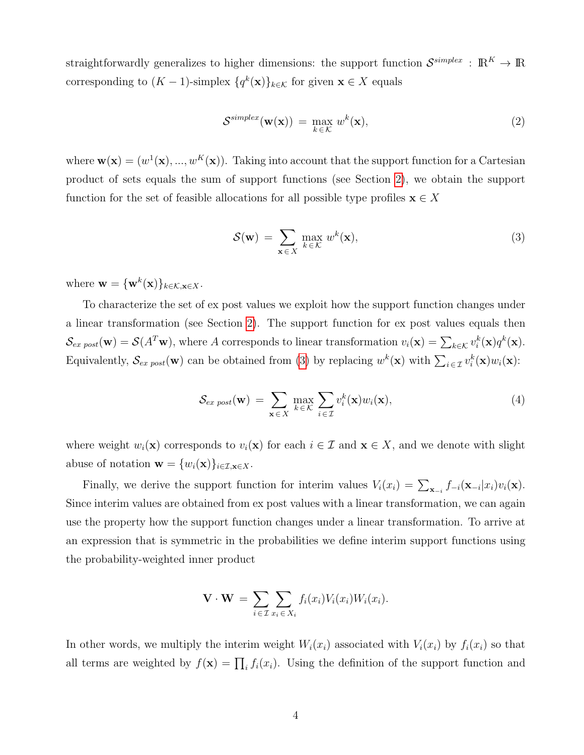straightforwardly generalizes to higher dimensions: the support function $\mathcal{S}^{simplex} : \mathbb{R}^K \to \mathbb{R}$ corresponding to $(K-1)$-simplex $\{q^k_i(\mathbf{x})\}_{k\in\mathcal{K}}$ for given $\mathbf{x} \in X$ equals

$$\mathcal{S}^{simplex}(\mathbf{w}(\mathbf{x})) \;=\; \max_{k\,\in\,\mathcal{K}}\, w^k(\mathbf{x}), \tag{2}$$

where $\mathbf{w}(\mathbf{x}) = (w^1(\mathbf{x}), ..., w^K(\mathbf{x}))$. Taking into account that the support function for a Cartesian product of sets equals the sum of support functions (see Section 2), we obtain the support function for the set of feasible allocations for all possible type profiles $\mathbf{x} \in X$

$$\mathcal{S}(\mathbf{w}) \;=\; \sum_{\mathbf{x}\,\in\,X}\, \max_{k\,\in\,\mathcal{K}}\, w^k(\mathbf{x}), \tag{3}$$

where $\mathbf{w} = \{\mathbf{w}^k(\mathbf{x})\}_{k\in\mathcal{K},\mathbf{x}\in X}$.

To characterize the set of ex post values we exploit how the support function changes under a linear transformation (see Section 2). The support function for ex post values equals then $\mathcal{S}_{ex\ post}(\mathbf{w}) = \mathcal{S}(A^T\mathbf{w})$, where $A$ corresponds to linear transformation $v_i(\mathbf{x}) = \sum_{k\in\mathcal{K}} v_i^k(\mathbf{x})q^k(\mathbf{x})$. Equivalently, $\mathcal{S}_{ex\ post}(\mathbf{w})$ can be obtained from (3) by replacing $w^k(\mathbf{x})$ with $\sum_{i\in\mathcal{I}} v_i^k(\mathbf{x})w_i(\mathbf{x})$:

$$\mathcal{S}_{ex\ post}(\mathbf{w}) \;=\; \sum_{\mathbf{x}\,\in\,X}\, \max_{k\,\in\,\mathcal{K}}\, \sum_{i\,\in\,\mathcal{I}} v_i^k(\mathbf{x})w_i(\mathbf{x}), \tag{4}$$

where weight $w_i(\mathbf{x})$ corresponds to $v_i(\mathbf{x})$ for each $i \in \mathcal{I}$ and $\mathbf{x} \in X$, and we denote with slight abuse of notation $\mathbf{w} = \{w_i(\mathbf{x})\}_{i\in\mathcal{I},\mathbf{x}\in X}$.

Finally, we derive the support function for interim values $V_i(x_i) = \sum_{\mathbf{x}_{-i}} f_{-i}(\mathbf{x}_{-i}|x_i)v_i(\mathbf{x})$. Since interim values are obtained from ex post values with a linear transformation, we can again use the property how the support function changes under a linear transformation. To arrive at an expression that is symmetric in the probabilities we define interim support functions using the probability-weighted inner product

$$\mathbf{V} \cdot \mathbf{W} \;=\; \sum_{i\,\in\,\mathcal{I}}\, \sum_{x_i\,\in\,X_i} f_i(x_i)V_i(x_i)W_i(x_i).$$

In other words, we multiply the interim weight $W_i(x_i)$ associated with $V_i(x_i)$ by $f_i(x_i)$ so that all terms are weighted by $f(\mathbf{x}) = \prod_i f_i(x_i)$. Using the definition of the support function and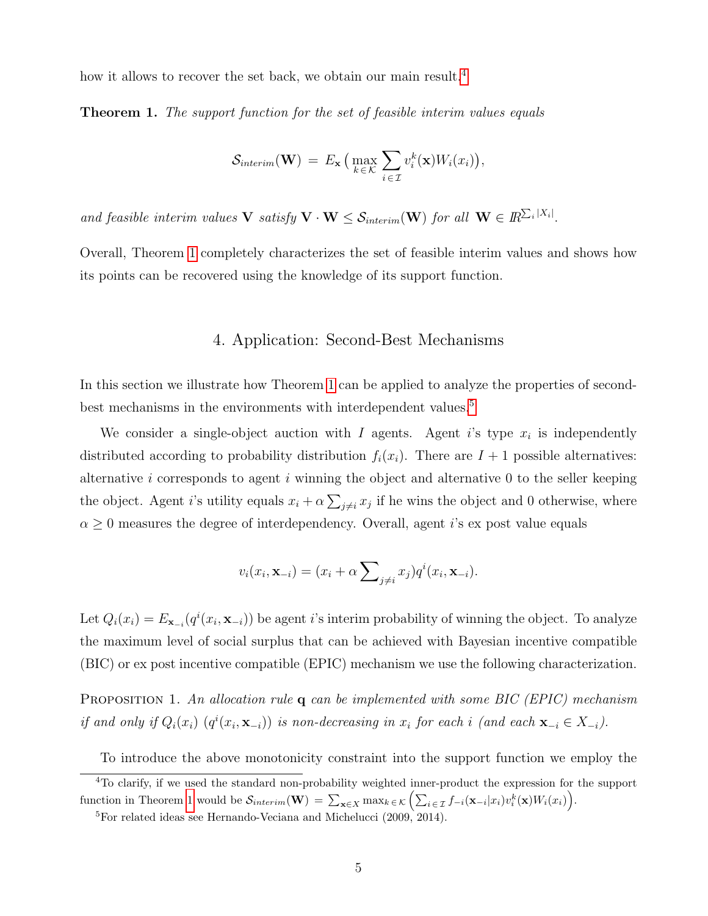how it allows to recover the set back, we obtain our main result.[4]

**Theorem 1.** *The support function for the set of feasible interim values equals*

$$\mathcal{S}_{interim}(\mathbf{W}) \,=\, E_{\mathbf{x}}\left(\max_{k\in\mathcal{K}} \sum_{i\in\mathcal{I}} v_i^k(\mathbf{x})W_i(x_i)\right),$$

*and feasible interim values* $\mathbf{V}$ *satisfy* $\mathbf{V}\cdot\mathbf{W} \leq \mathcal{S}_{interim}(\mathbf{W})$ *for all* $\mathbf{W} \in I\!R^{\sum_i |X_i|}$.

Overall, Theorem 1 completely characterizes the set of feasible interim values and shows how its points can be recovered using the knowledge of its support function.

## 4. Application: Second-Best Mechanisms

In this section we illustrate how Theorem 1 can be applied to analyze the properties of second-best mechanisms in the environments with interdependent values.[5]

We consider a single-object auction with $I$ agents. Agent $i$'s type $x_i$ is independently distributed according to probability distribution $f_i(x_i)$. There are $I+1$ possible alternatives: alternative $i$ corresponds to agent $i$ winning the object and alternative 0 to the seller keeping the object. Agent $i$'s utility equals $x_i + \alpha\sum_{j\neq i} x_j$ if he wins the object and 0 otherwise, where $\alpha \geq 0$ measures the degree of interdependency. Overall, agent $i$'s ex post value equals

$$v_i(x_i, \mathbf{x}_{-i}) = (x_i + \alpha\sum\nolimits_{j\neq i} x_j)q^i(x_i, \mathbf{x}_{-i}).$$

Let $Q_i(x_i) = E_{\mathbf{x}_{-i}}(q^i(x_i, \mathbf{x}_{-i}))$ be agent $i$'s interim probability of winning the object. To analyze the maximum level of social surplus that can be achieved with Bayesian incentive compatible (BIC) or ex post incentive compatible (EPIC) mechanism we use the following characterization.

Proposition 1. *An allocation rule* $\mathbf{q}$ *can be implemented with some BIC (EPIC) mechanism if and only if* $Q_i(x_i)$ $(q^i(x_i, \mathbf{x}_{-i}))$ *is non-decreasing in* $x_i$ *for each* $i$ *(and each* $\mathbf{x}_{-i} \in X_{-i}$*).*

To introduce the above monotonicity constraint into the support function we employ the

[4] To clarify, if we used the standard non-probability weighted inner-product the expression for the support function in Theorem 1 would be $\mathcal{S}_{interim}(\mathbf{W}) = \sum_{\mathbf{x}\in X} \max_{k\in\mathcal{K}}\left(\sum_{i\in\mathcal{I}} f_{-i}(\mathbf{x}_{-i}|x_i)v_i^k(\mathbf{x})W_i(x_i)\right)$.

[5] For related ideas see Hernando-Veciana and Michelucci (2009, 2014).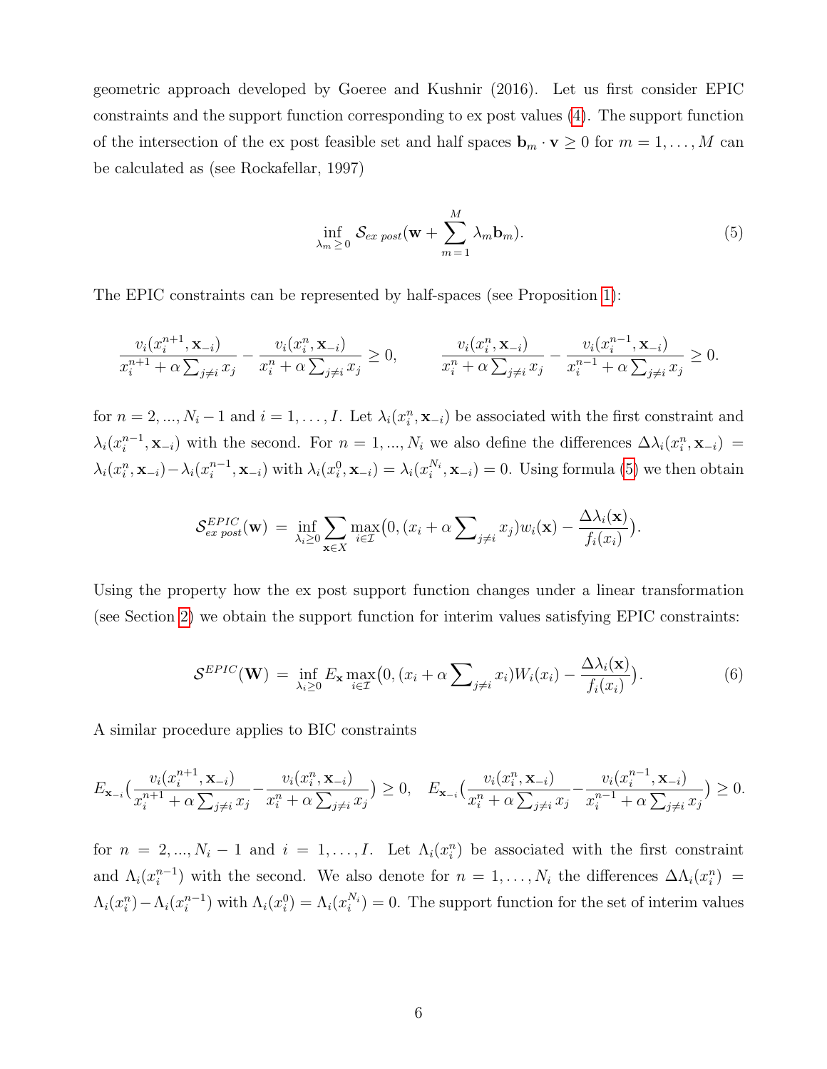geometric approach developed by Goeree and Kushnir (2016). Let us first consider EPIC constraints and the support function corresponding to ex post values (4). The support function of the intersection of the ex post feasible set and half spaces $\mathbf{b}_m \cdot \mathbf{v} \geq 0$ for $m = 1, \ldots, M$ can be calculated as (see Rockafellar, 1997)

$$\inf_{\lambda_m \geq 0} \mathcal{S}_{ex\ post}(\mathbf{w} + \sum_{m=1}^{M} \lambda_m \mathbf{b}_m). \tag{5}$$

The EPIC constraints can be represented by half-spaces (see Proposition 1):

$$\frac{v_i(x_i^{n+1}, \mathbf{x}_{-i})}{x_i^{n+1} + \alpha \sum_{j \neq i} x_j} - \frac{v_i(x_i^{n}, \mathbf{x}_{-i})}{x_i^{n} + \alpha \sum_{j \neq i} x_j} \geq 0, \qquad \frac{v_i(x_i^{n}, \mathbf{x}_{-i})}{x_i^{n} + \alpha \sum_{j \neq i} x_j} - \frac{v_i(x_i^{n-1}, \mathbf{x}_{-i})}{x_i^{n-1} + \alpha \sum_{j \neq i} x_j} \geq 0.$$

for $n = 2, \ldots, N_i - 1$ and $i = 1, \ldots, I$. Let $\lambda_i(x_i^n, \mathbf{x}_{-i})$ be associated with the first constraint and $\lambda_i(x_i^{n-1}, \mathbf{x}_{-i})$ with the second. For $n = 1, \ldots, N_i$ we also define the differences $\Delta\lambda_i(x_i^n, \mathbf{x}_{-i}) = \lambda_i(x_i^n, \mathbf{x}_{-i}) - \lambda_i(x_i^{n-1}, \mathbf{x}_{-i})$ with $\lambda_i(x_i^0, \mathbf{x}_{-i}) = \lambda_i(x_i^{N_i}, \mathbf{x}_{-i}) = 0$. Using formula (5) we then obtain

$$\mathcal{S}^{EPIC}_{ex\ post}(\mathbf{w}) \;=\; \inf_{\lambda_i \geq 0} \sum_{\mathbf{x} \in X} \max_{i \in \mathcal{I}} \big(0, (x_i + \alpha \sum\nolimits_{j \neq i} x_j) w_i(\mathbf{x}) - \frac{\Delta\lambda_i(\mathbf{x})}{f_i(x_i)}\big).$$

Using the property how the ex post support function changes under a linear transformation (see Section 2) we obtain the support function for interim values satisfying EPIC constraints:

$$\mathcal{S}^{EPIC}(\mathbf{W}) \;=\; \inf_{\lambda_i \geq 0} E_{\mathbf{x}} \max_{i \in \mathcal{I}} \big(0, (x_i + \alpha \sum\nolimits_{j \neq i} x_i) W_i(x_i) - \frac{\Delta\lambda_i(\mathbf{x})}{f_i(x_i)}\big). \tag{6}$$

A similar procedure applies to BIC constraints

$$E_{\mathbf{x}_{-i}}\big(\frac{v_i(x_i^{n+1}, \mathbf{x}_{-i})}{x_i^{n+1} + \alpha \sum_{j \neq i} x_j} - \frac{v_i(x_i^{n}, \mathbf{x}_{-i})}{x_i^{n} + \alpha \sum_{j \neq i} x_j}\big) \geq 0, \quad E_{\mathbf{x}_{-i}}\big(\frac{v_i(x_i^{n}, \mathbf{x}_{-i})}{x_i^{n} + \alpha \sum_{j \neq i} x_j} - \frac{v_i(x_i^{n-1}, \mathbf{x}_{-i})}{x_i^{n-1} + \alpha \sum_{j \neq i} x_j}\big) \geq 0.$$

for $n = 2, \ldots, N_i - 1$ and $i = 1, \ldots, I$. Let $\Lambda_i(x_i^n)$ be associated with the first constraint and $\Lambda_i(x_i^{n-1})$ with the second. We also denote for $n = 1, \ldots, N_i$ the differences $\Delta\Lambda_i(x_i^n) = \Lambda_i(x_i^n) - \Lambda_i(x_i^{n-1})$ with $\Lambda_i(x_i^0) = \Lambda_i(x_i^{N_i}) = 0$. The support function for the set of interim values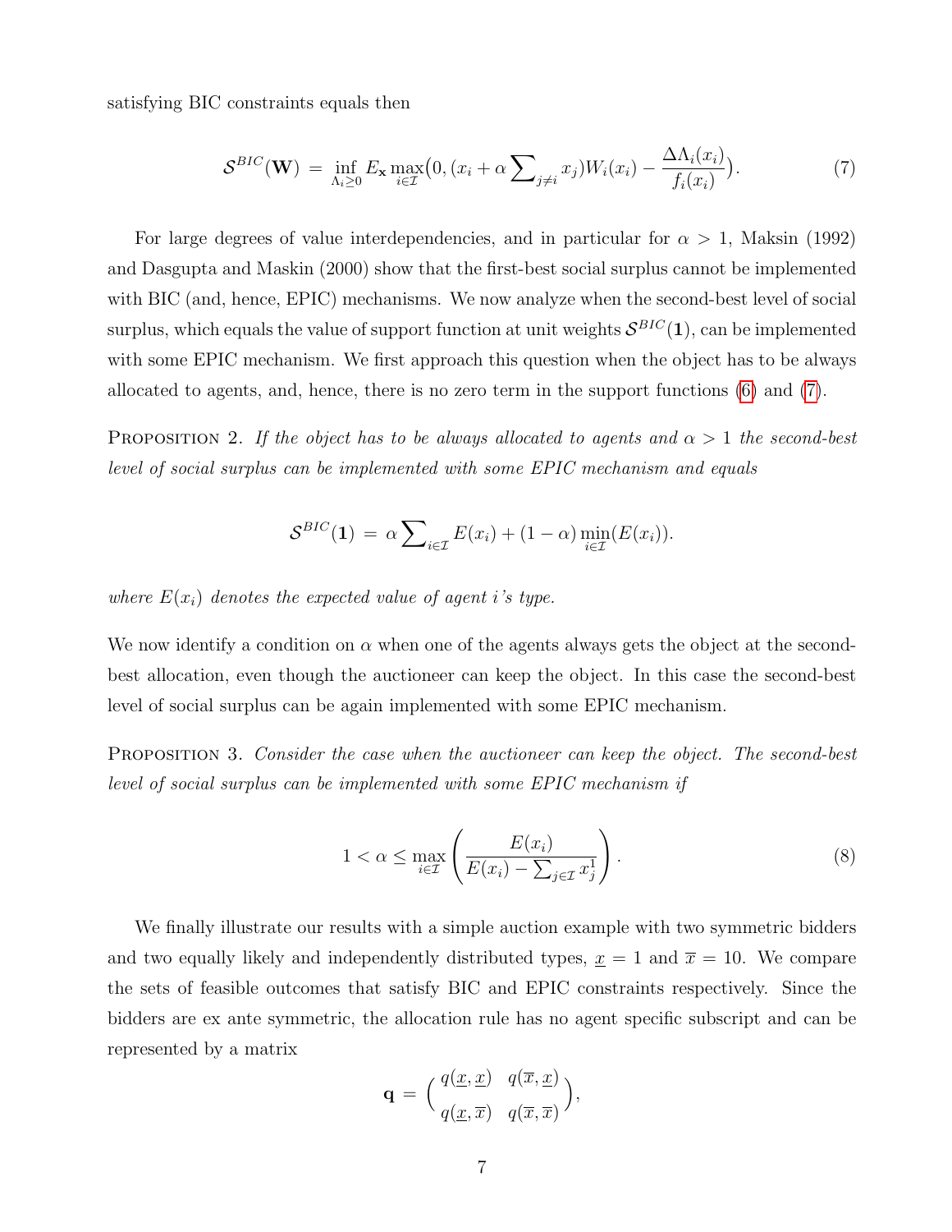satisfying BIC constraints equals then

$$\mathcal{S}^{BIC}(\mathbf{W}) \,=\, \inf_{\Lambda_i \geq 0} E_{\mathbf{x}} \max_{i \in \mathcal{I}} \big(0, (x_i + \alpha \sum\nolimits_{j \neq i} x_j) W_i(x_i) - \frac{\Delta \Lambda_i(x_i)}{f_i(x_i)}\big). \tag{7}$$

For large degrees of value interdependencies, and in particular for $\alpha > 1$, Maksin (1992) and Dasgupta and Maskin (2000) show that the first-best social surplus cannot be implemented with BIC (and, hence, EPIC) mechanisms. We now analyze when the second-best level of social surplus, which equals the value of support function at unit weights $\mathcal{S}^{BIC}(\mathbf{1})$, can be implemented with some EPIC mechanism. We first approach this question when the object has to be always allocated to agents, and, hence, there is no zero term in the support functions (6) and (7).

Proposition 2. *If the object has to be always allocated to agents and $\alpha > 1$ the second-best level of social surplus can be implemented with some EPIC mechanism and equals*

$$\mathcal{S}^{BIC}(\mathbf{1}) \,=\, \alpha \sum\nolimits_{i \in \mathcal{I}} E(x_i) + (1 - \alpha) \min_{i \in \mathcal{I}} (E(x_i)).$$

*where $E(x_i)$ denotes the expected value of agent $i$'s type.*

We now identify a condition on $\alpha$ when one of the agents always gets the object at the second-best allocation, even though the auctioneer can keep the object. In this case the second-best level of social surplus can be again implemented with some EPIC mechanism.

Proposition 3. *Consider the case when the auctioneer can keep the object. The second-best level of social surplus can be implemented with some EPIC mechanism if*

$$1 < \alpha \leq \max_{i \in \mathcal{I}} \left( \frac{E(x_i)}{E(x_i) - \sum_{j \in \mathcal{I}} x_j^1} \right). \tag{8}$$

We finally illustrate our results with a simple auction example with two symmetric bidders and two equally likely and independently distributed types, $\underline{x} = 1$ and $\overline{x} = 10$. We compare the sets of feasible outcomes that satisfy BIC and EPIC constraints respectively. Since the bidders are ex ante symmetric, the allocation rule has no agent specific subscript and can be represented by a matrix

$$\mathbf{q} \,=\, \begin{pmatrix} q(\underline{x}, \underline{x}) & q(\overline{x}, \underline{x}) \\ q(\underline{x}, \overline{x}) & q(\overline{x}, \overline{x}) \end{pmatrix},$$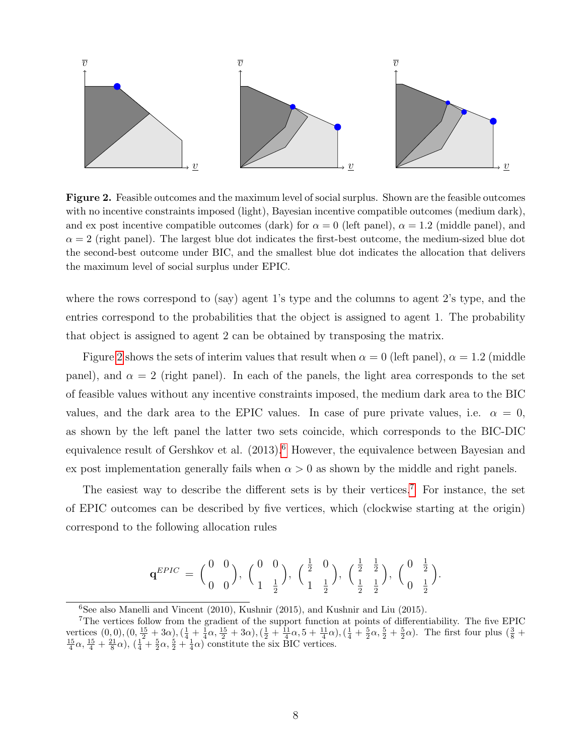**Figure 2.** Feasible outcomes and the maximum level of social surplus. Shown are the feasible outcomes with no incentive constraints imposed (light), Bayesian incentive compatible outcomes (medium dark), and ex post incentive compatible outcomes (dark) for $\alpha = 0$ (left panel), $\alpha = 1.2$ (middle panel), and $\alpha = 2$ (right panel). The largest blue dot indicates the first-best outcome, the medium-sized blue dot the second-best outcome under BIC, and the smallest blue dot indicates the allocation that delivers the maximum level of social surplus under EPIC.

where the rows correspond to (say) agent 1's type and the columns to agent 2's type, and the entries correspond to the probabilities that the object is assigned to agent 1. The probability that object is assigned to agent 2 can be obtained by transposing the matrix.

Figure 2 shows the sets of interim values that result when $\alpha = 0$ (left panel), $\alpha = 1.2$ (middle panel), and $\alpha = 2$ (right panel). In each of the panels, the light area corresponds to the set of feasible values without any incentive constraints imposed, the medium dark area to the BIC values, and the dark area to the EPIC values. In case of pure private values, i.e. $\alpha = 0$, as shown by the left panel the latter two sets coincide, which corresponds to the BIC-DIC equivalence result of Gershkov et al. (2013).[6] However, the equivalence between Bayesian and ex post implementation generally fails when $\alpha > 0$ as shown by the middle and right panels.

The easiest way to describe the different sets is by their vertices.[7] For instance, the set of EPIC outcomes can be described by five vertices, which (clockwise starting at the origin) correspond to the following allocation rules

$$\mathbf{q}^{EPIC} = \begin{pmatrix} 0 & 0 \\ 0 & 0 \end{pmatrix}, \begin{pmatrix} 0 & 0 \\ 1 & \frac{1}{2} \end{pmatrix}, \begin{pmatrix} \frac{1}{2} & 0 \\ 1 & \frac{1}{2} \end{pmatrix}, \begin{pmatrix} \frac{1}{2} & \frac{1}{2} \\ \frac{1}{2} & \frac{1}{2} \end{pmatrix}, \begin{pmatrix} 0 & \frac{1}{2} \\ 0 & \frac{1}{2} \end{pmatrix}.$$

[6] See also Manelli and Vincent (2010), Kushnir (2015), and Kushnir and Liu (2015).

[7] The vertices follow from the gradient of the support function at points of differentiability. The five EPIC vertices $(0,0), (0, \frac{15}{2} + 3\alpha), (\frac{1}{4} + \frac{1}{4}\alpha, \frac{15}{2} + 3\alpha), (\frac{1}{2} + \frac{11}{4}\alpha, 5 + \frac{11}{4}\alpha), (\frac{1}{4} + \frac{5}{2}\alpha, \frac{5}{2} + \frac{5}{2}\alpha)$. The first four plus $(\frac{3}{8} + \frac{15}{4}\alpha, \frac{15}{4} + \frac{21}{8}\alpha)$, $(\frac{1}{4} + \frac{5}{2}\alpha, \frac{5}{2} + \frac{1}{4}\alpha)$ constitute the six BIC vertices.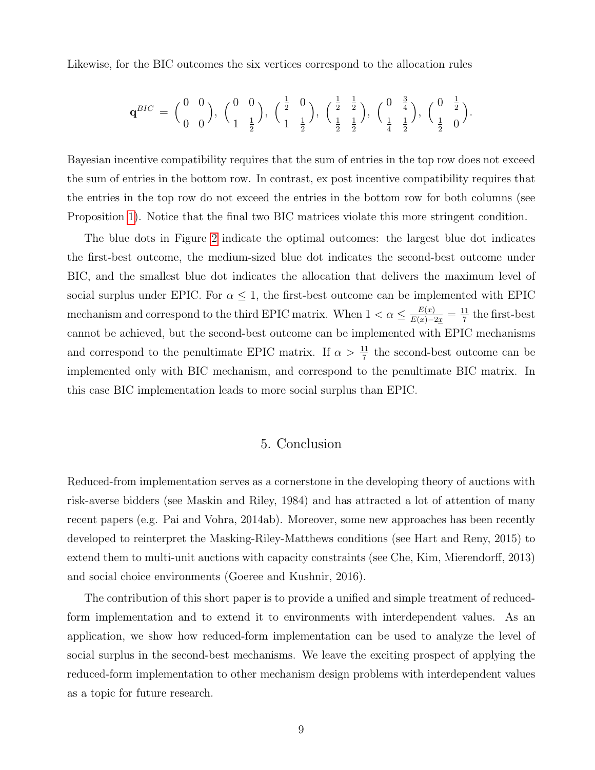Likewise, for the BIC outcomes the six vertices correspond to the allocation rules

$$\mathbf{q}^{BIC} = \begin{pmatrix} 0 & 0 \\ 0 & 0 \end{pmatrix}, \begin{pmatrix} 0 & 0 \\ 1 & \frac{1}{2} \end{pmatrix}, \begin{pmatrix} \frac{1}{2} & 0 \\ 1 & \frac{1}{2} \end{pmatrix}, \begin{pmatrix} \frac{1}{2} & \frac{1}{2} \\ \frac{1}{2} & \frac{1}{2} \end{pmatrix}, \begin{pmatrix} 0 & \frac{3}{4} \\ \frac{1}{4} & \frac{1}{2} \end{pmatrix}, \begin{pmatrix} 0 & \frac{1}{2} \\ \frac{1}{2} & 0 \end{pmatrix}.$$

Bayesian incentive compatibility requires that the sum of entries in the top row does not exceed the sum of entries in the bottom row. In contrast, ex post incentive compatibility requires that the entries in the top row do not exceed the entries in the bottom row for both columns (see Proposition 1). Notice that the final two BIC matrices violate this more stringent condition.

The blue dots in Figure 2 indicate the optimal outcomes: the largest blue dot indicates the first-best outcome, the medium-sized blue dot indicates the second-best outcome under BIC, and the smallest blue dot indicates the allocation that delivers the maximum level of social surplus under EPIC. For $\alpha \leq 1$, the first-best outcome can be implemented with EPIC mechanism and correspond to the third EPIC matrix. When $1 < \alpha \leq \frac{E(x)}{E(x)-2\underline{x}} = \frac{11}{7}$ the first-best cannot be achieved, but the second-best outcome can be implemented with EPIC mechanisms and correspond to the penultimate EPIC matrix. If $\alpha > \frac{11}{7}$ the second-best outcome can be implemented only with BIC mechanism, and correspond to the penultimate BIC matrix. In this case BIC implementation leads to more social surplus than EPIC.

## 5. Conclusion

Reduced-from implementation serves as a cornerstone in the developing theory of auctions with risk-averse bidders (see Maskin and Riley, 1984) and has attracted a lot of attention of many recent papers (e.g. Pai and Vohra, 2014ab). Moreover, some new approaches has been recently developed to reinterpret the Masking-Riley-Matthews conditions (see Hart and Reny, 2015) to extend them to multi-unit auctions with capacity constraints (see Che, Kim, Mierendorff, 2013) and social choice environments (Goeree and Kushnir, 2016).

The contribution of this short paper is to provide a unified and simple treatment of reduced-form implementation and to extend it to environments with interdependent values. As an application, we show how reduced-form implementation can be used to analyze the level of social surplus in the second-best mechanisms. We leave the exciting prospect of applying the reduced-form implementation to other mechanism design problems with interdependent values as a topic for future research.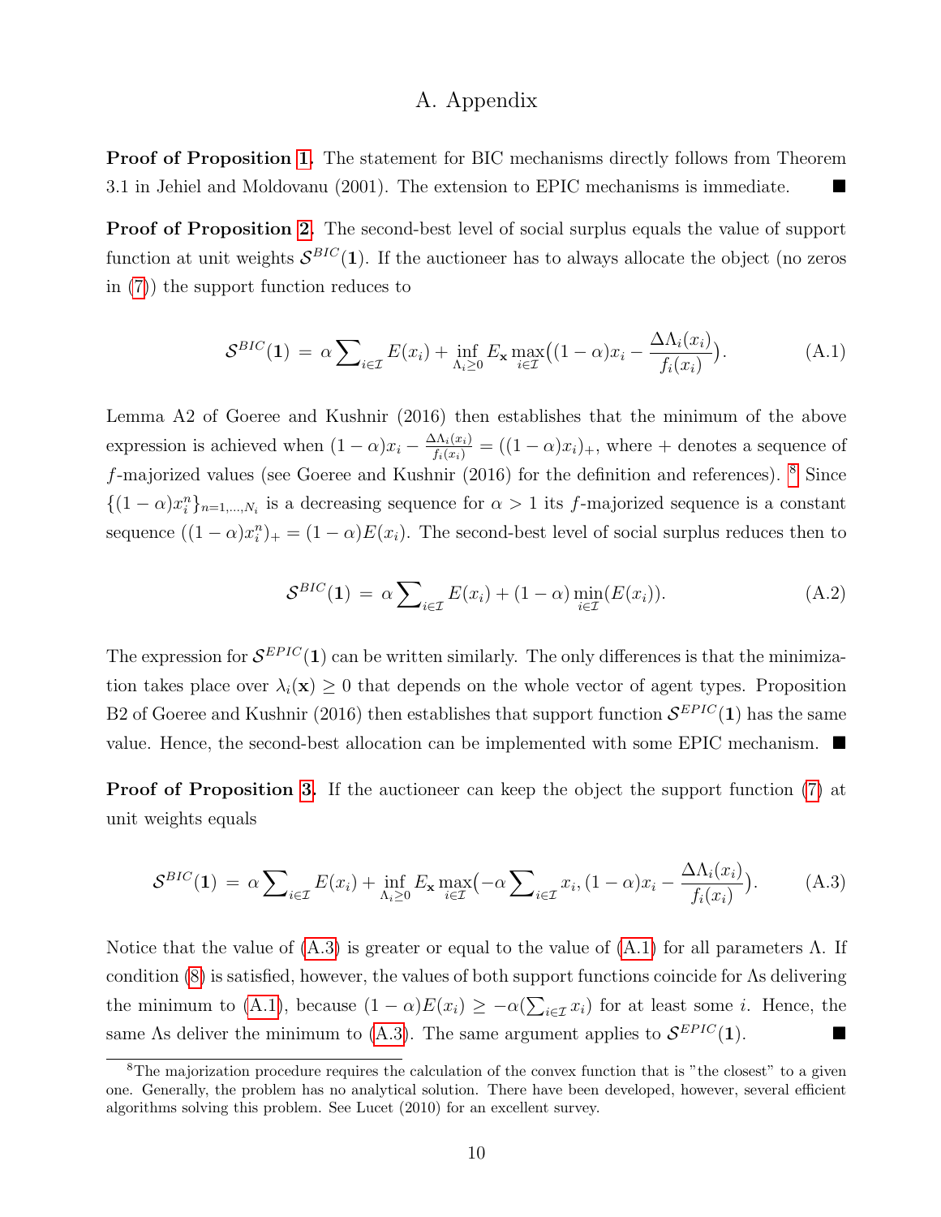# A. Appendix

**Proof of Proposition 1.** The statement for BIC mechanisms directly follows from Theorem 3.1 in Jehiel and Moldovanu (2001). The extension to EPIC mechanisms is immediate. ■

**Proof of Proposition 2.** The second-best level of social surplus equals the value of support function at unit weights $\mathcal{S}^{BIC}(\mathbf{1})$. If the auctioneer has to always allocate the object (no zeros in (7)) the support function reduces to

$$\mathcal{S}^{BIC}(\mathbf{1}) \,=\, \alpha \sum\nolimits_{i\in\mathcal{I}} E(x_i) + \inf_{\Lambda_i \geq 0} E_{\mathbf{x}} \max_{i\in\mathcal{I}} \big((1-\alpha)x_i - \frac{\Delta\Lambda_i(x_i)}{f_i(x_i)}\big). \tag{A.1}$$

Lemma A2 of Goeree and Kushnir (2016) then establishes that the minimum of the above expression is achieved when $(1-\alpha)x_i - \frac{\Delta\Lambda_i(x_i)}{f_i(x_i)} = ((1-\alpha)x_i)_+$, where $+$ denotes a sequence of $f$-majorized values (see Goeree and Kushnir (2016) for the definition and references). [8] Since $\{(1-\alpha)x_i^n\}_{n=1,\ldots,N_i}$ is a decreasing sequence for $\alpha > 1$ its $f$-majorized sequence is a constant sequence $((1-\alpha)x_i^n)_+ = (1-\alpha)E(x_i)$. The second-best level of social surplus reduces then to

$$\mathcal{S}^{BIC}(\mathbf{1}) \,=\, \alpha \sum\nolimits_{i\in\mathcal{I}} E(x_i) + (1-\alpha)\min_{i\in\mathcal{I}}(E(x_i)). \tag{A.2}$$

The expression for $\mathcal{S}^{EPIC}(\mathbf{1})$ can be written similarly. The only differences is that the minimization takes place over $\lambda_i(\mathbf{x}) \geq 0$ that depends on the whole vector of agent types. Proposition B2 of Goeree and Kushnir (2016) then establishes that support function $\mathcal{S}^{EPIC}(\mathbf{1})$ has the same value. Hence, the second-best allocation can be implemented with some EPIC mechanism. ■

**Proof of Proposition 3.** If the auctioneer can keep the object the support function (7) at unit weights equals

$$\mathcal{S}^{BIC}(\mathbf{1}) \,=\, \alpha \sum\nolimits_{i\in\mathcal{I}} E(x_i) + \inf_{\Lambda_i \geq 0} E_{\mathbf{x}} \max_{i\in\mathcal{I}} \big(-\alpha \sum\nolimits_{i\in\mathcal{I}} x_i, (1-\alpha)x_i - \frac{\Delta\Lambda_i(x_i)}{f_i(x_i)}\big). \tag{A.3}$$

Notice that the value of (A.3) is greater or equal to the value of (A.1) for all parameters $\Lambda$. If condition (8) is satisfied, however, the values of both support functions coincide for $\Lambda$s delivering the minimum to (A.1), because $(1-\alpha)E(x_i) \geq -\alpha(\sum_{i\in\mathcal{I}} x_i)$ for at least some $i$. Hence, the same $\Lambda$s deliver the minimum to (A.3). The same argument applies to $\mathcal{S}^{EPIC}(\mathbf{1})$. ■

---

[8] The majorization procedure requires the calculation of the convex function that is "the closest" to a given one. Generally, the problem has no analytical solution. There have been developed, however, several efficient algorithms solving this problem. See Lucet (2010) for an excellent survey.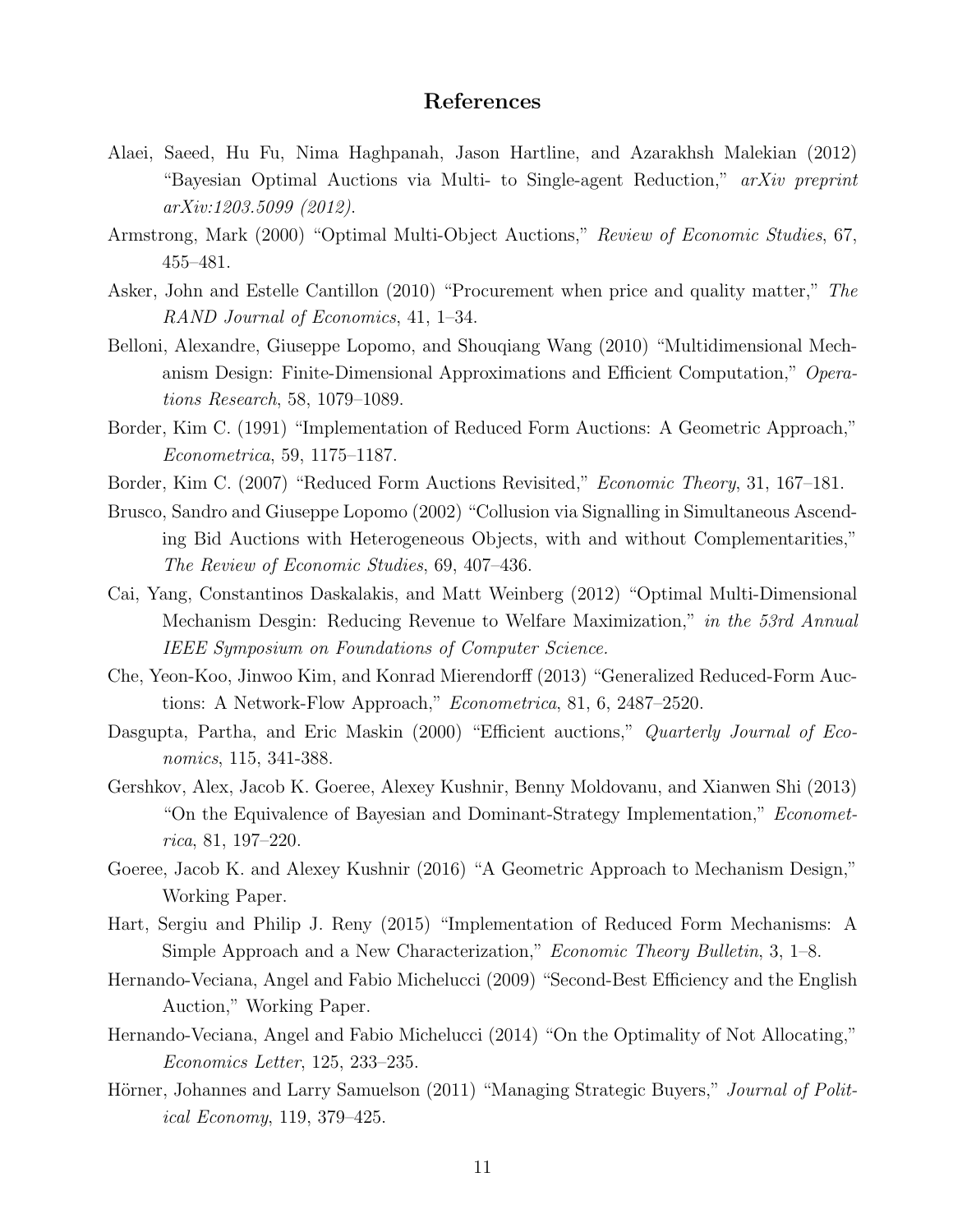## References

Alaei, Saeed, Hu Fu, Nima Haghpanah, Jason Hartline, and Azarakhsh Malekian (2012) "Bayesian Optimal Auctions via Multi- to Single-agent Reduction," *arXiv preprint arXiv:1203.5099 (2012).*

Armstrong, Mark (2000) "Optimal Multi-Object Auctions," *Review of Economic Studies*, 67, 455–481.

Asker, John and Estelle Cantillon (2010) "Procurement when price and quality matter," *The RAND Journal of Economics*, 41, 1–34.

Belloni, Alexandre, Giuseppe Lopomo, and Shouqiang Wang (2010) "Multidimensional Mechanism Design: Finite-Dimensional Approximations and Efficient Computation," *Operations Research*, 58, 1079–1089.

Border, Kim C. (1991) "Implementation of Reduced Form Auctions: A Geometric Approach," *Econometrica*, 59, 1175–1187.

Border, Kim C. (2007) "Reduced Form Auctions Revisited," *Economic Theory*, 31, 167–181.

Brusco, Sandro and Giuseppe Lopomo (2002) "Collusion via Signalling in Simultaneous Ascending Bid Auctions with Heterogeneous Objects, with and without Complementarities," *The Review of Economic Studies*, 69, 407–436.

Cai, Yang, Constantinos Daskalakis, and Matt Weinberg (2012) "Optimal Multi-Dimensional Mechanism Desgin: Reducing Revenue to Welfare Maximization," *in the 53rd Annual IEEE Symposium on Foundations of Computer Science.*

Che, Yeon-Koo, Jinwoo Kim, and Konrad Mierendorff (2013) "Generalized Reduced-Form Auctions: A Network-Flow Approach," *Econometrica*, 81, 6, 2487–2520.

Dasgupta, Partha, and Eric Maskin (2000) "Efficient auctions," *Quarterly Journal of Economics*, 115, 341-388.

Gershkov, Alex, Jacob K. Goeree, Alexey Kushnir, Benny Moldovanu, and Xianwen Shi (2013) "On the Equivalence of Bayesian and Dominant-Strategy Implementation," *Econometrica*, 81, 197–220.

Goeree, Jacob K. and Alexey Kushnir (2016) "A Geometric Approach to Mechanism Design," Working Paper.

Hart, Sergiu and Philip J. Reny (2015) "Implementation of Reduced Form Mechanisms: A Simple Approach and a New Characterization," *Economic Theory Bulletin*, 3, 1–8.

Hernando-Veciana, Angel and Fabio Michelucci (2009) "Second-Best Efficiency and the English Auction," Working Paper.

Hernando-Veciana, Angel and Fabio Michelucci (2014) "On the Optimality of Not Allocating," *Economics Letter*, 125, 233–235.

Hörner, Johannes and Larry Samuelson (2011) "Managing Strategic Buyers," *Journal of Political Economy*, 119, 379–425.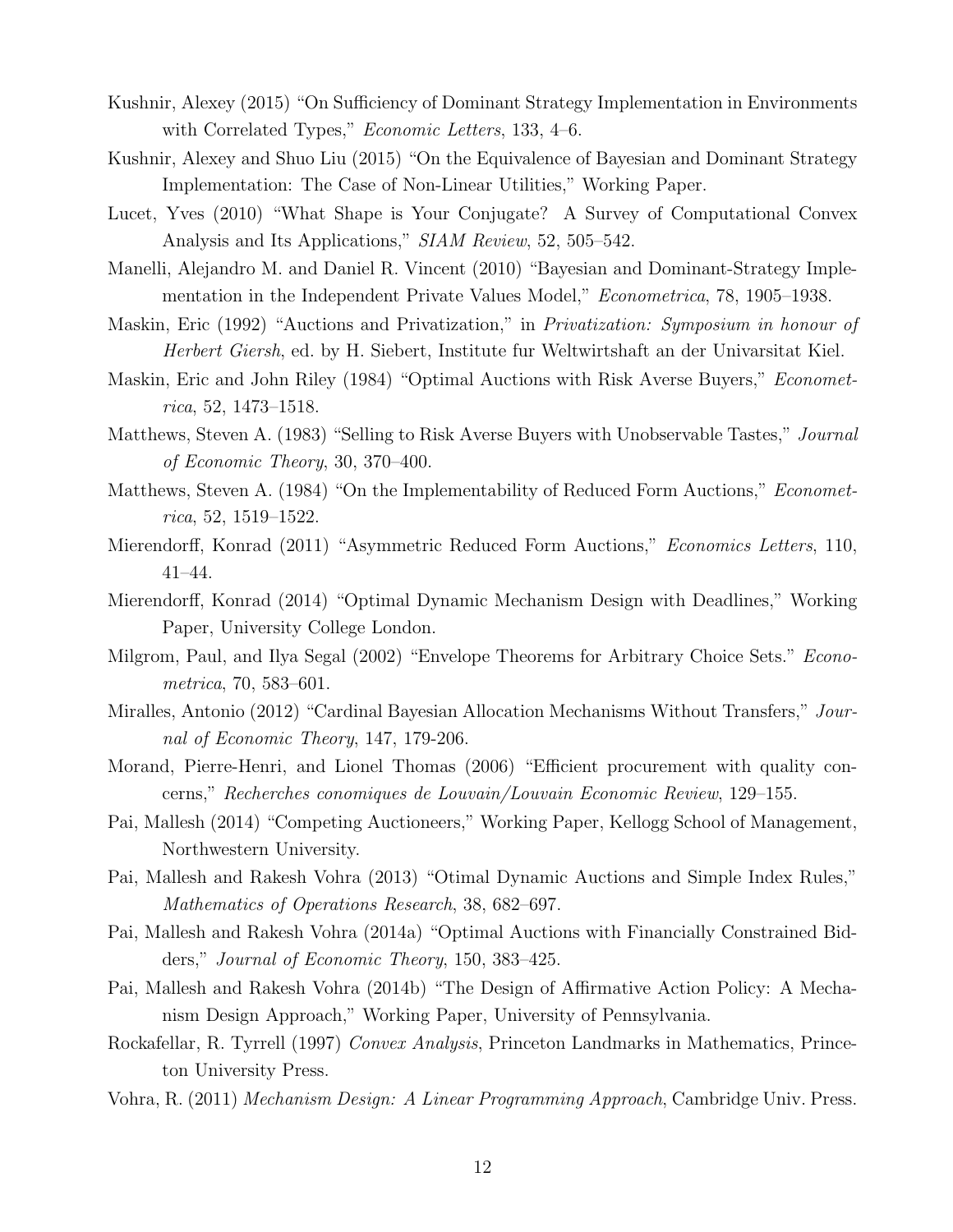Kushnir, Alexey (2015) "On Sufficiency of Dominant Strategy Implementation in Environments with Correlated Types," *Economic Letters*, 133, 4–6.

Kushnir, Alexey and Shuo Liu (2015) "On the Equivalence of Bayesian and Dominant Strategy Implementation: The Case of Non-Linear Utilities," Working Paper.

Lucet, Yves (2010) "What Shape is Your Conjugate? A Survey of Computational Convex Analysis and Its Applications," *SIAM Review*, 52, 505–542.

Manelli, Alejandro M. and Daniel R. Vincent (2010) "Bayesian and Dominant-Strategy Implementation in the Independent Private Values Model," *Econometrica*, 78, 1905–1938.

Maskin, Eric (1992) "Auctions and Privatization," in *Privatization: Symposium in honour of Herbert Giersh*, ed. by H. Siebert, Institute fur Weltwirtshaft an der Univarsitat Kiel.

Maskin, Eric and John Riley (1984) "Optimal Auctions with Risk Averse Buyers," *Econometrica*, 52, 1473–1518.

Matthews, Steven A. (1983) "Selling to Risk Averse Buyers with Unobservable Tastes," *Journal of Economic Theory*, 30, 370–400.

Matthews, Steven A. (1984) "On the Implementability of Reduced Form Auctions," *Econometrica*, 52, 1519–1522.

Mierendorff, Konrad (2011) "Asymmetric Reduced Form Auctions," *Economics Letters*, 110, 41–44.

Mierendorff, Konrad (2014) "Optimal Dynamic Mechanism Design with Deadlines," Working Paper, University College London.

Milgrom, Paul, and Ilya Segal (2002) "Envelope Theorems for Arbitrary Choice Sets." *Econometrica*, 70, 583–601.

Miralles, Antonio (2012) "Cardinal Bayesian Allocation Mechanisms Without Transfers," *Journal of Economic Theory*, 147, 179-206.

Morand, Pierre-Henri, and Lionel Thomas (2006) "Efficient procurement with quality concerns," *Recherches conomiques de Louvain/Louvain Economic Review*, 129–155.

Pai, Mallesh (2014) "Competing Auctioneers," Working Paper, Kellogg School of Management, Northwestern University.

Pai, Mallesh and Rakesh Vohra (2013) "Otimal Dynamic Auctions and Simple Index Rules," *Mathematics of Operations Research*, 38, 682–697.

Pai, Mallesh and Rakesh Vohra (2014a) "Optimal Auctions with Financially Constrained Bidders," *Journal of Economic Theory*, 150, 383–425.

Pai, Mallesh and Rakesh Vohra (2014b) "The Design of Affirmative Action Policy: A Mechanism Design Approach," Working Paper, University of Pennsylvania.

Rockafellar, R. Tyrrell (1997) *Convex Analysis*, Princeton Landmarks in Mathematics, Princeton University Press.

Vohra, R. (2011) *Mechanism Design: A Linear Programming Approach*, Cambridge Univ. Press.